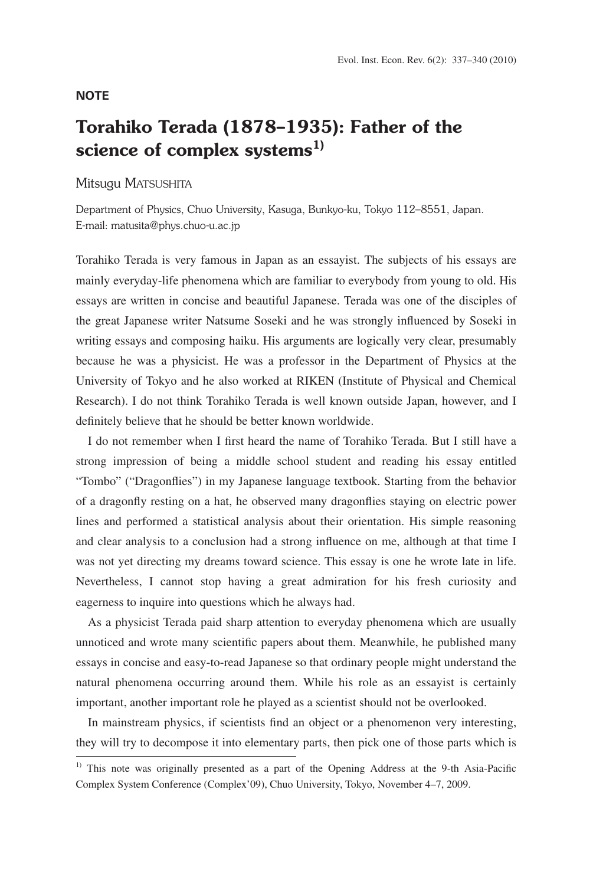**NOTE**

# Torahiko Terada (1878–1935): Father of the science of complex systems[1)]

Mitsugu MATSUSHITA

Department of Physics, Chuo University, Kasuga, Bunkyo-ku, Tokyo 112–8551, Japan.
E-mail: matusita@phys.chuo-u.ac.jp

Torahiko Terada is very famous in Japan as an essayist. The subjects of his essays are mainly everyday-life phenomena which are familiar to everybody from young to old. His essays are written in concise and beautiful Japanese. Terada was one of the disciples of the great Japanese writer Natsume Soseki and he was strongly influenced by Soseki in writing essays and composing haiku. His arguments are logically very clear, presumably because he was a physicist. He was a professor in the Department of Physics at the University of Tokyo and he also worked at RIKEN (Institute of Physical and Chemical Research). I do not think Torahiko Terada is well known outside Japan, however, and I definitely believe that he should be better known worldwide.

I do not remember when I first heard the name of Torahiko Terada. But I still have a strong impression of being a middle school student and reading his essay entitled "Tombo" ("Dragonflies") in my Japanese language textbook. Starting from the behavior of a dragonfly resting on a hat, he observed many dragonflies staying on electric power lines and performed a statistical analysis about their orientation. His simple reasoning and clear analysis to a conclusion had a strong influence on me, although at that time I was not yet directing my dreams toward science. This essay is one he wrote late in life. Nevertheless, I cannot stop having a great admiration for his fresh curiosity and eagerness to inquire into questions which he always had.

As a physicist Terada paid sharp attention to everyday phenomena which are usually unnoticed and wrote many scientific papers about them. Meanwhile, he published many essays in concise and easy-to-read Japanese so that ordinary people might understand the natural phenomena occurring around them. While his role as an essayist is certainly important, another important role he played as a scientist should not be overlooked.

In mainstream physics, if scientists find an object or a phenomenon very interesting, they will try to decompose it into elementary parts, then pick one of those parts which is

---

[1)] This note was originally presented as a part of the Opening Address at the 9-th Asia-Pacific Complex System Conference (Complex'09), Chuo University, Tokyo, November 4–7, 2009.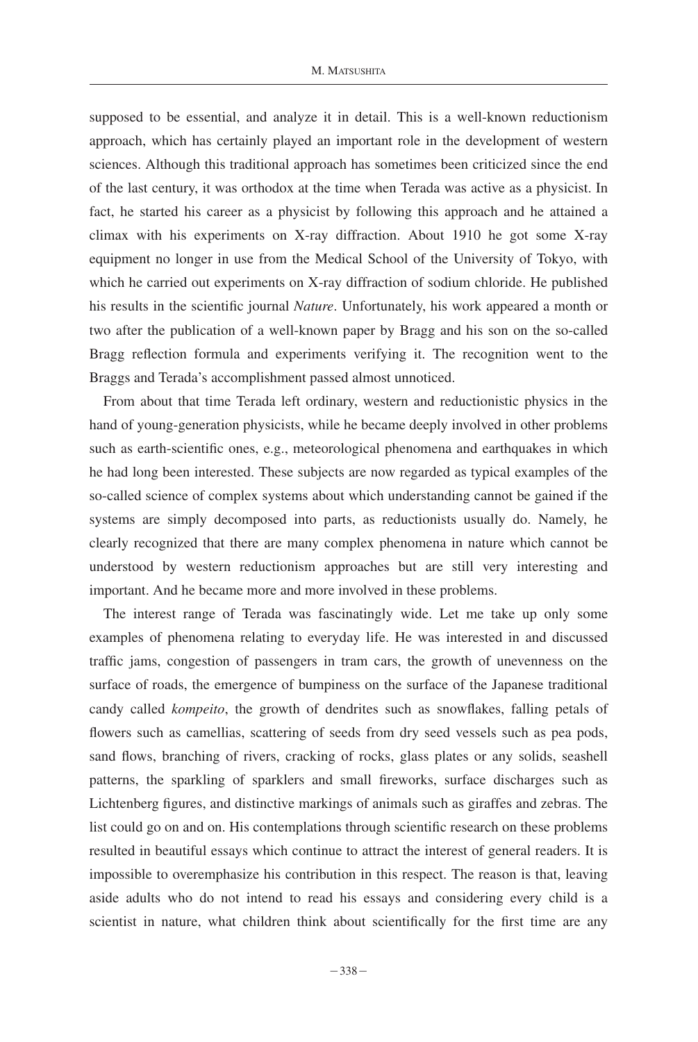supposed to be essential, and analyze it in detail. This is a well-known reductionism approach, which has certainly played an important role in the development of western sciences. Although this traditional approach has sometimes been criticized since the end of the last century, it was orthodox at the time when Terada was active as a physicist. In fact, he started his career as a physicist by following this approach and he attained a climax with his experiments on X-ray diffraction. About 1910 he got some X-ray equipment no longer in use from the Medical School of the University of Tokyo, with which he carried out experiments on X-ray diffraction of sodium chloride. He published his results in the scientific journal *Nature*. Unfortunately, his work appeared a month or two after the publication of a well-known paper by Bragg and his son on the so-called Bragg reflection formula and experiments verifying it. The recognition went to the Braggs and Terada's accomplishment passed almost unnoticed.

From about that time Terada left ordinary, western and reductionistic physics in the hand of young-generation physicists, while he became deeply involved in other problems such as earth-scientific ones, e.g., meteorological phenomena and earthquakes in which he had long been interested. These subjects are now regarded as typical examples of the so-called science of complex systems about which understanding cannot be gained if the systems are simply decomposed into parts, as reductionists usually do. Namely, he clearly recognized that there are many complex phenomena in nature which cannot be understood by western reductionism approaches but are still very interesting and important. And he became more and more involved in these problems.

The interest range of Terada was fascinatingly wide. Let me take up only some examples of phenomena relating to everyday life. He was interested in and discussed traffic jams, congestion of passengers in tram cars, the growth of unevenness on the surface of roads, the emergence of bumpiness on the surface of the Japanese traditional candy called *kompeito*, the growth of dendrites such as snowflakes, falling petals of flowers such as camellias, scattering of seeds from dry seed vessels such as pea pods, sand flows, branching of rivers, cracking of rocks, glass plates or any solids, seashell patterns, the sparkling of sparklers and small fireworks, surface discharges such as Lichtenberg figures, and distinctive markings of animals such as giraffes and zebras. The list could go on and on. His contemplations through scientific research on these problems resulted in beautiful essays which continue to attract the interest of general readers. It is impossible to overemphasize his contribution in this respect. The reason is that, leaving aside adults who do not intend to read his essays and considering every child is a scientist in nature, what children think about scientifically for the first time are any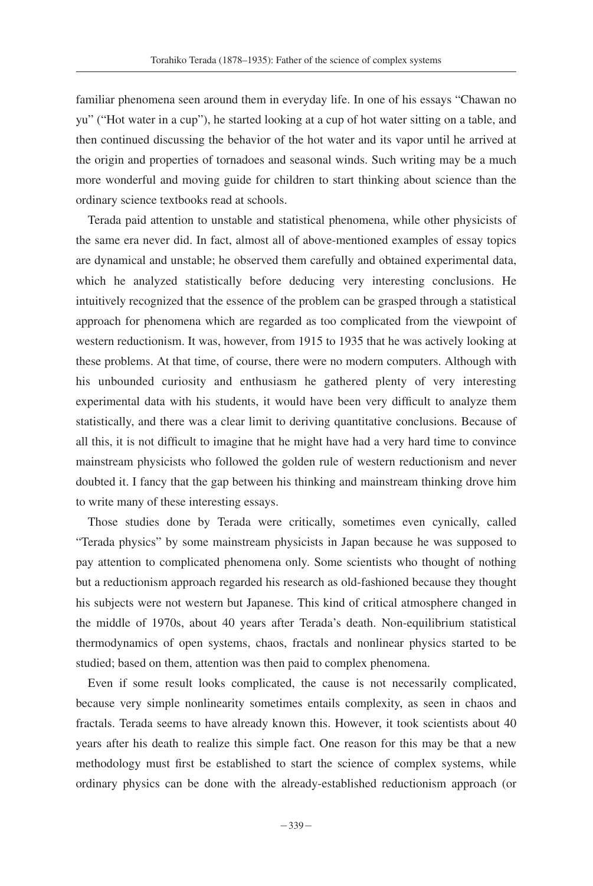familiar phenomena seen around them in everyday life. In one of his essays "Chawan no yu" ("Hot water in a cup"), he started looking at a cup of hot water sitting on a table, and then continued discussing the behavior of the hot water and its vapor until he arrived at the origin and properties of tornadoes and seasonal winds. Such writing may be a much more wonderful and moving guide for children to start thinking about science than the ordinary science textbooks read at schools.

Terada paid attention to unstable and statistical phenomena, while other physicists of the same era never did. In fact, almost all of above-mentioned examples of essay topics are dynamical and unstable; he observed them carefully and obtained experimental data, which he analyzed statistically before deducing very interesting conclusions. He intuitively recognized that the essence of the problem can be grasped through a statistical approach for phenomena which are regarded as too complicated from the viewpoint of western reductionism. It was, however, from 1915 to 1935 that he was actively looking at these problems. At that time, of course, there were no modern computers. Although with his unbounded curiosity and enthusiasm he gathered plenty of very interesting experimental data with his students, it would have been very difficult to analyze them statistically, and there was a clear limit to deriving quantitative conclusions. Because of all this, it is not difficult to imagine that he might have had a very hard time to convince mainstream physicists who followed the golden rule of western reductionism and never doubted it. I fancy that the gap between his thinking and mainstream thinking drove him to write many of these interesting essays.

Those studies done by Terada were critically, sometimes even cynically, called "Terada physics" by some mainstream physicists in Japan because he was supposed to pay attention to complicated phenomena only. Some scientists who thought of nothing but a reductionism approach regarded his research as old-fashioned because they thought his subjects were not western but Japanese. This kind of critical atmosphere changed in the middle of 1970s, about 40 years after Terada's death. Non-equilibrium statistical thermodynamics of open systems, chaos, fractals and nonlinear physics started to be studied; based on them, attention was then paid to complex phenomena.

Even if some result looks complicated, the cause is not necessarily complicated, because very simple nonlinearity sometimes entails complexity, as seen in chaos and fractals. Terada seems to have already known this. However, it took scientists about 40 years after his death to realize this simple fact. One reason for this may be that a new methodology must first be established to start the science of complex systems, while ordinary physics can be done with the already-established reductionism approach (or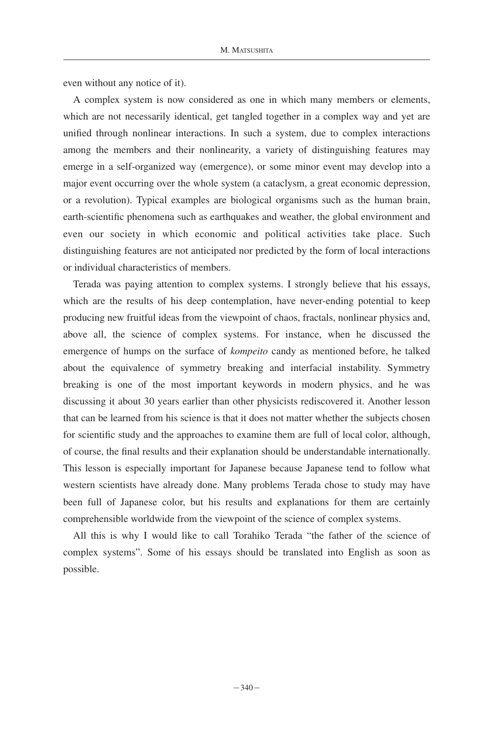even without any notice of it).

A complex system is now considered as one in which many members or elements, which are not necessarily identical, get tangled together in a complex way and yet are unified through nonlinear interactions. In such a system, due to complex interactions among the members and their nonlinearity, a variety of distinguishing features may emerge in a self-organized way (emergence), or some minor event may develop into a major event occurring over the whole system (a cataclysm, a great economic depression, or a revolution). Typical examples are biological organisms such as the human brain, earth-scientific phenomena such as earthquakes and weather, the global environment and even our society in which economic and political activities take place. Such distinguishing features are not anticipated nor predicted by the form of local interactions or individual characteristics of members.

Terada was paying attention to complex systems. I strongly believe that his essays, which are the results of his deep contemplation, have never-ending potential to keep producing new fruitful ideas from the viewpoint of chaos, fractals, nonlinear physics and, above all, the science of complex systems. For instance, when he discussed the emergence of humps on the surface of *kompeito* candy as mentioned before, he talked about the equivalence of symmetry breaking and interfacial instability. Symmetry breaking is one of the most important keywords in modern physics, and he was discussing it about 30 years earlier than other physicists rediscovered it. Another lesson that can be learned from his science is that it does not matter whether the subjects chosen for scientific study and the approaches to examine them are full of local color, although, of course, the final results and their explanation should be understandable internationally. This lesson is especially important for Japanese because Japanese tend to follow what western scientists have already done. Many problems Terada chose to study may have been full of Japanese color, but his results and explanations for them are certainly comprehensible worldwide from the viewpoint of the science of complex systems.

All this is why I would like to call Torahiko Terada "the father of the science of complex systems". Some of his essays should be translated into English as soon as possible.